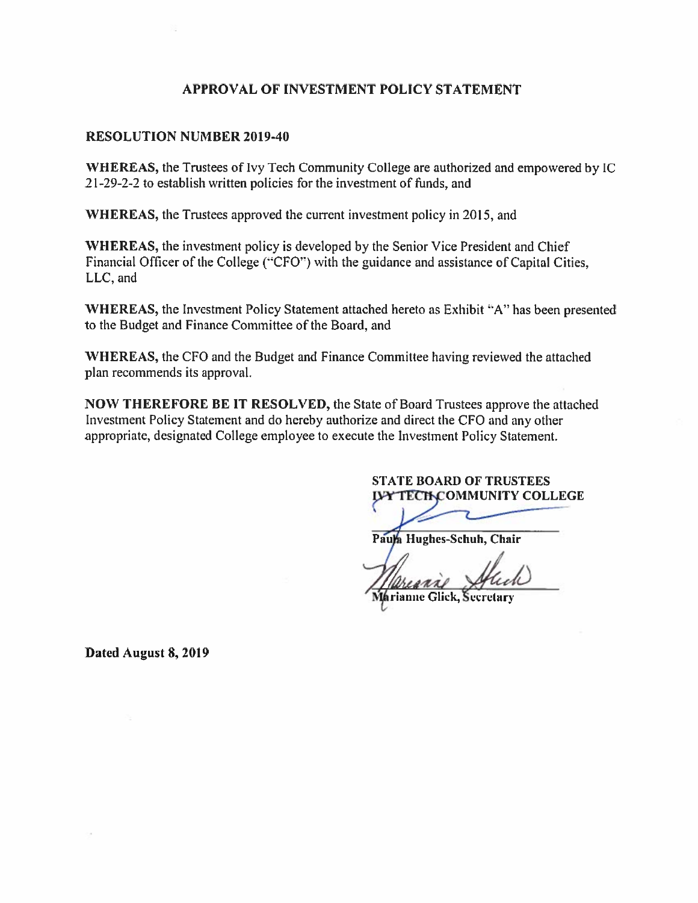# APPROVAL OF INVESTMENT POLICY STATEMENT

**RESOLUTION NUMBER 2019-40**

**WHEREAS,** the Trustees of Ivy Tech Community College are authorized and empowered by IC 21-29-2-2 to establish written policies for the investment of funds, and

**WHEREAS,** the Trustees approved the current investment policy in 2015, and

**WHEREAS,** the investment policy is developed by the Senior Vice President and Chief Financial Officer of the College ("CFO") with the guidance and assistance of Capital Cities, LLC, and

**WHEREAS,** the Investment Policy Statement attached hereto as Exhibit "A" has been presented to the Budget and Finance Committee of the Board, and

**WHEREAS,** the CFO and the Budget and Finance Committee having reviewed the attached plan recommends its approval.

**NOW THEREFORE BE IT RESOLVED,** the State of Board Trustees approve the attached Investment Policy Statement and do hereby authorize and direct the CFO and any other appropriate, designated College employee to execute the Investment Policy Statement.

**STATE BOARD OF TRUSTEES**
**IVY TECH COMMUNITY COLLEGE**

**Paula Hughes-Schuh, Chair**

**Marianne Glick, Secretary**

**Dated August 8, 2019**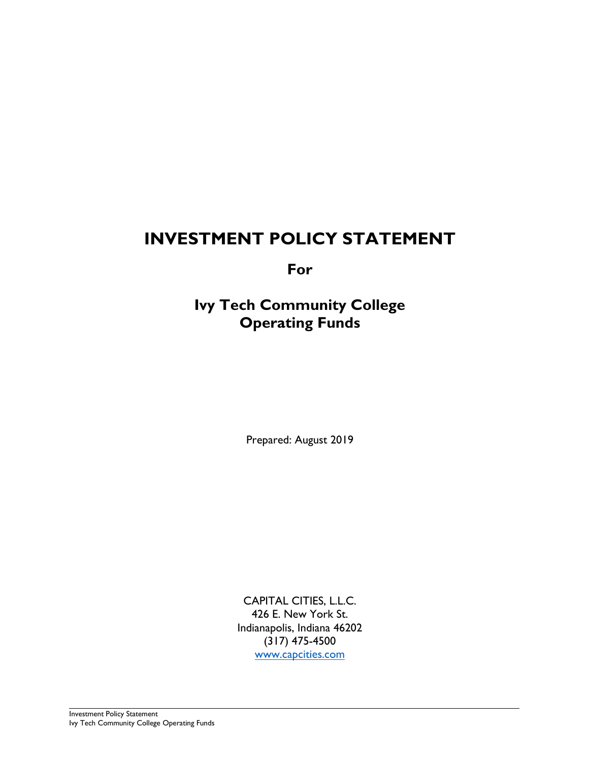# INVESTMENT POLICY STATEMENT

**For**

## Ivy Tech Community College
## Operating Funds

Prepared: August 2019

CAPITAL CITIES, L.L.C.
426 E. New York St.
Indianapolis, Indiana 46202
(317) 475-4500
www.capcities.com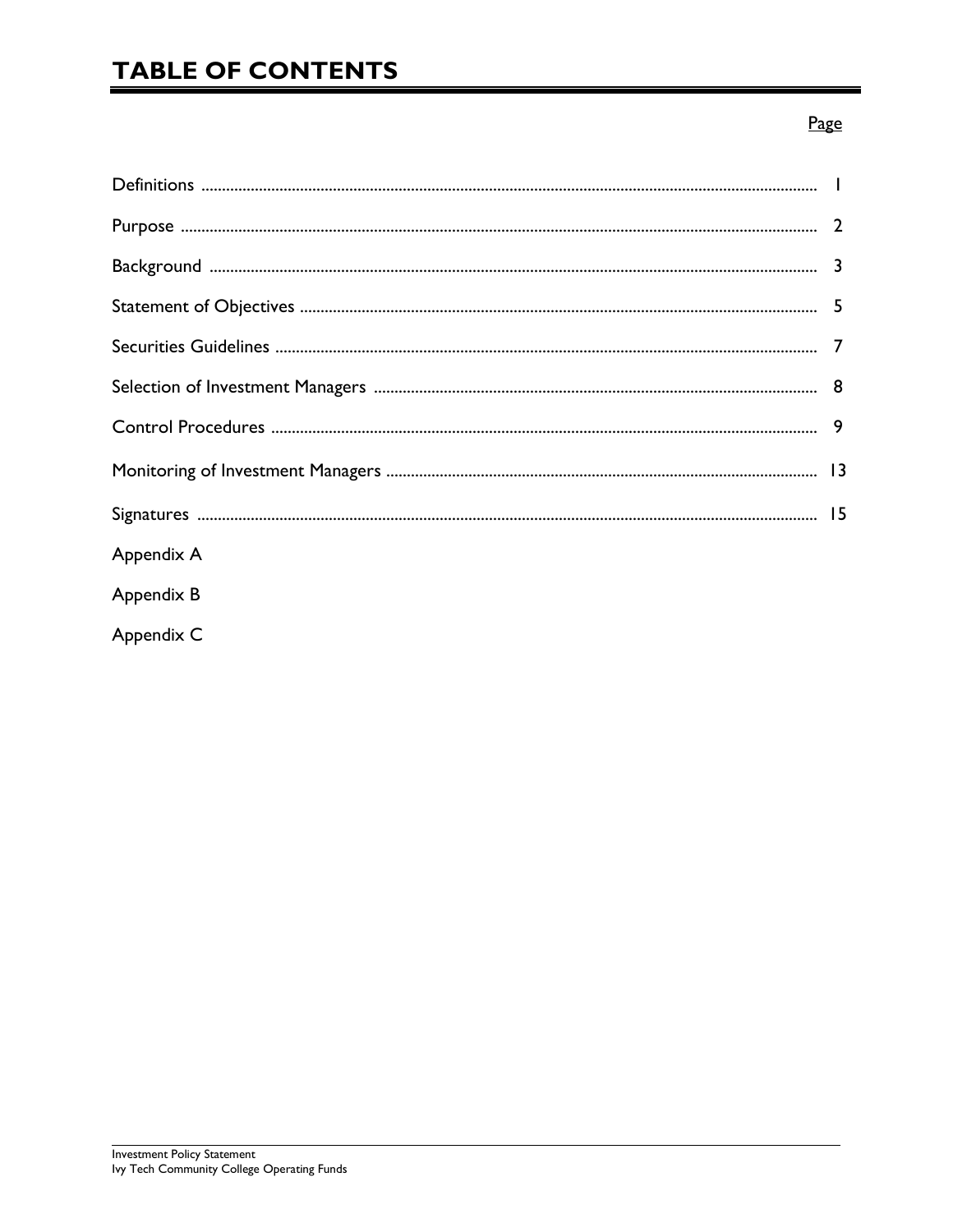# TABLE OF CONTENTS

| | Page |
|---|---|
| Definitions | 1 |
| Purpose | 2 |
| Background | 3 |
| Statement of Objectives | 5 |
| Securities Guidelines | 7 |
| Selection of Investment Managers | 8 |
| Control Procedures | 9 |
| Monitoring of Investment Managers | 13 |
| Signatures | 15 |
| Appendix A | |
| Appendix B | |
| Appendix C | |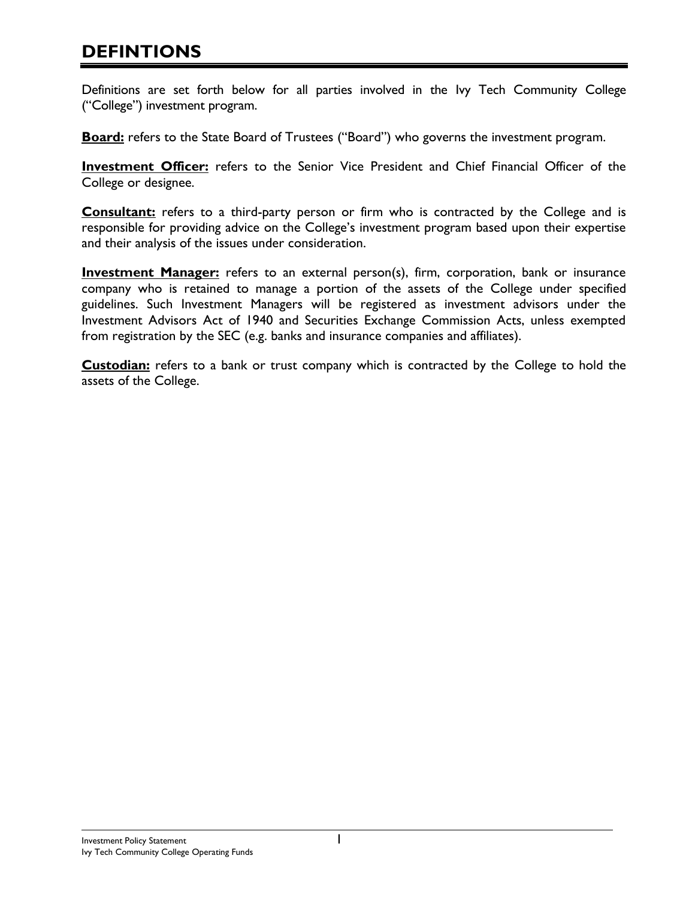# DEFINTIONS

Definitions are set forth below for all parties involved in the Ivy Tech Community College ("College") investment program.

**Board:** refers to the State Board of Trustees ("Board") who governs the investment program.

**Investment Officer:** refers to the Senior Vice President and Chief Financial Officer of the College or designee.

**Consultant:** refers to a third-party person or firm who is contracted by the College and is responsible for providing advice on the College's investment program based upon their expertise and their analysis of the issues under consideration.

**Investment Manager:** refers to an external person(s), firm, corporation, bank or insurance company who is retained to manage a portion of the assets of the College under specified guidelines. Such Investment Managers will be registered as investment advisors under the Investment Advisors Act of 1940 and Securities Exchange Commission Acts, unless exempted from registration by the SEC (e.g. banks and insurance companies and affiliates).

**Custodian:** refers to a bank or trust company which is contracted by the College to hold the assets of the College.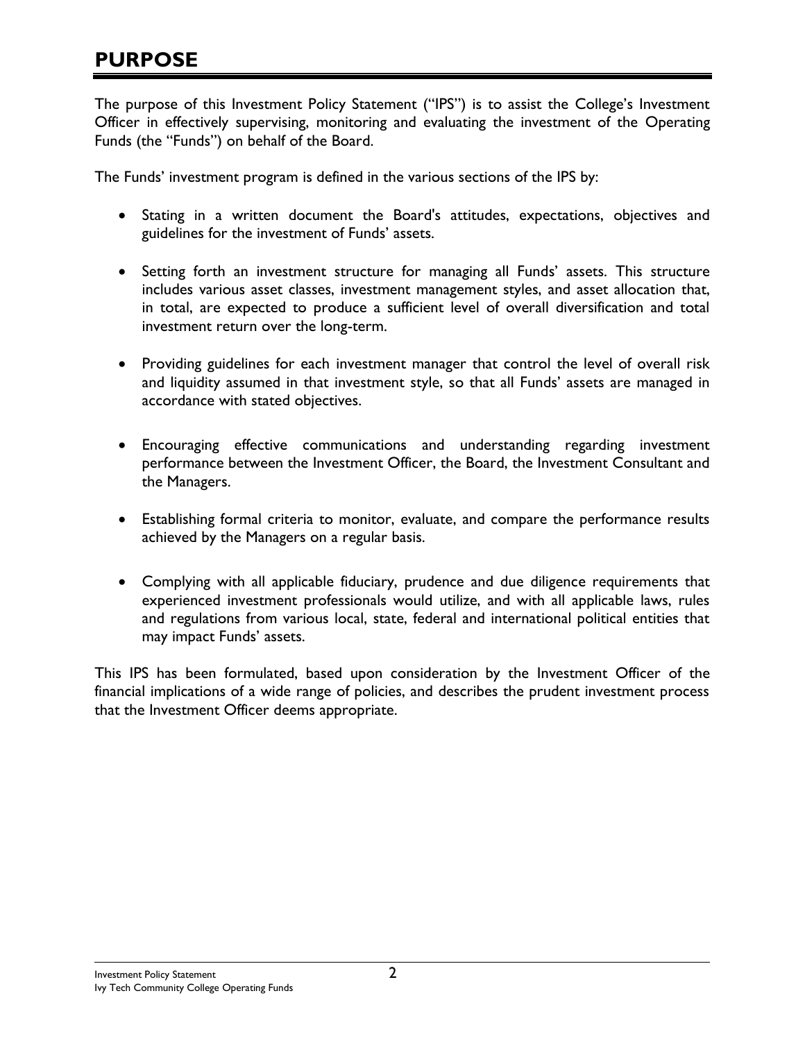# PURPOSE

The purpose of this Investment Policy Statement ("IPS") is to assist the College's Investment Officer in effectively supervising, monitoring and evaluating the investment of the Operating Funds (the "Funds") on behalf of the Board.

The Funds' investment program is defined in the various sections of the IPS by:

- Stating in a written document the Board's attitudes, expectations, objectives and guidelines for the investment of Funds' assets.
- Setting forth an investment structure for managing all Funds' assets. This structure includes various asset classes, investment management styles, and asset allocation that, in total, are expected to produce a sufficient level of overall diversification and total investment return over the long-term.
- Providing guidelines for each investment manager that control the level of overall risk and liquidity assumed in that investment style, so that all Funds' assets are managed in accordance with stated objectives.
- Encouraging effective communications and understanding regarding investment performance between the Investment Officer, the Board, the Investment Consultant and the Managers.
- Establishing formal criteria to monitor, evaluate, and compare the performance results achieved by the Managers on a regular basis.
- Complying with all applicable fiduciary, prudence and due diligence requirements that experienced investment professionals would utilize, and with all applicable laws, rules and regulations from various local, state, federal and international political entities that may impact Funds' assets.

This IPS has been formulated, based upon consideration by the Investment Officer of the financial implications of a wide range of policies, and describes the prudent investment process that the Investment Officer deems appropriate.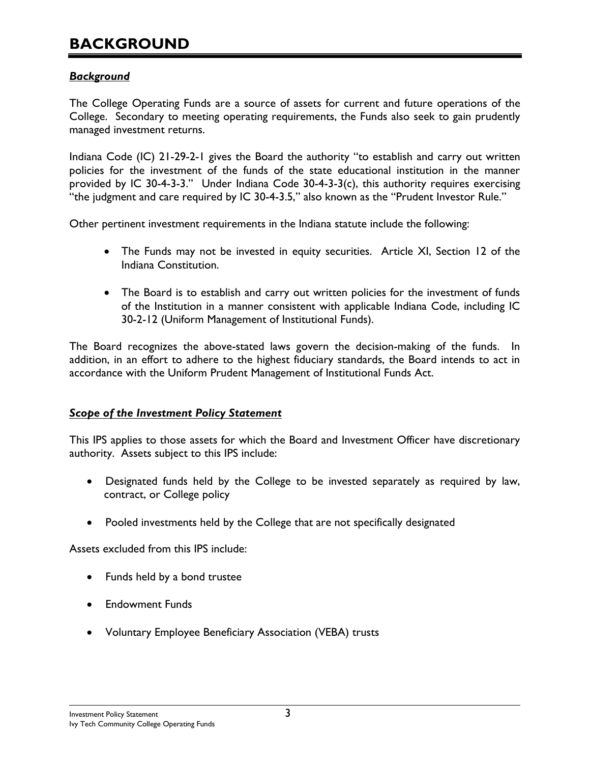# BACKGROUND

***Background***

The College Operating Funds are a source of assets for current and future operations of the College. Secondary to meeting operating requirements, the Funds also seek to gain prudently managed investment returns.

Indiana Code (IC) 21-29-2-1 gives the Board the authority "to establish and carry out written policies for the investment of the funds of the state educational institution in the manner provided by IC 30-4-3-3." Under Indiana Code 30-4-3-3(c), this authority requires exercising "the judgment and care required by IC 30-4-3.5," also known as the "Prudent Investor Rule."

Other pertinent investment requirements in the Indiana statute include the following:

- The Funds may not be invested in equity securities. Article XI, Section 12 of the Indiana Constitution.
- The Board is to establish and carry out written policies for the investment of funds of the Institution in a manner consistent with applicable Indiana Code, including IC 30-2-12 (Uniform Management of Institutional Funds).

The Board recognizes the above-stated laws govern the decision-making of the funds. In addition, in an effort to adhere to the highest fiduciary standards, the Board intends to act in accordance with the Uniform Prudent Management of Institutional Funds Act.

***Scope of the Investment Policy Statement***

This IPS applies to those assets for which the Board and Investment Officer have discretionary authority. Assets subject to this IPS include:

- Designated funds held by the College to be invested separately as required by law, contract, or College policy
- Pooled investments held by the College that are not specifically designated

Assets excluded from this IPS include:

- Funds held by a bond trustee
- Endowment Funds
- Voluntary Employee Beneficiary Association (VEBA) trusts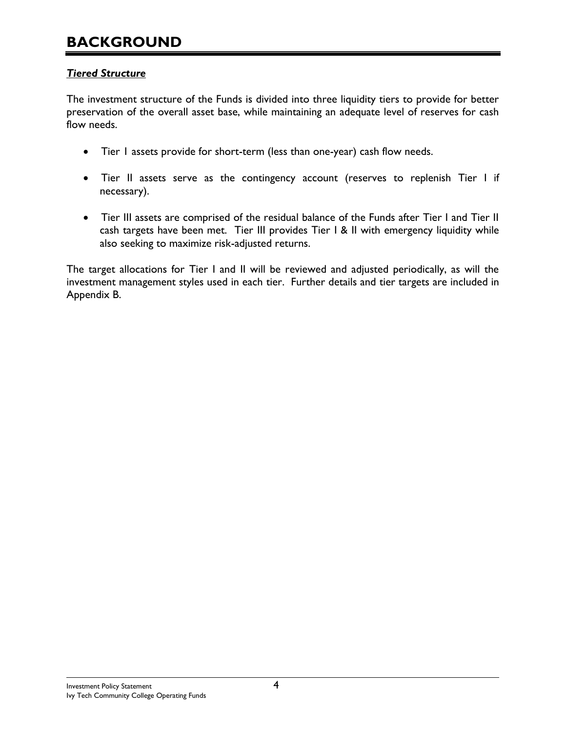# BACKGROUND

***Tiered Structure***

The investment structure of the Funds is divided into three liquidity tiers to provide for better preservation of the overall asset base, while maintaining an adequate level of reserves for cash flow needs.

- Tier I assets provide for short-term (less than one-year) cash flow needs.
- Tier II assets serve as the contingency account (reserves to replenish Tier I if necessary).
- Tier III assets are comprised of the residual balance of the Funds after Tier I and Tier II cash targets have been met. Tier III provides Tier I & II with emergency liquidity while also seeking to maximize risk-adjusted returns.

The target allocations for Tier I and II will be reviewed and adjusted periodically, as will the investment management styles used in each tier. Further details and tier targets are included in Appendix B.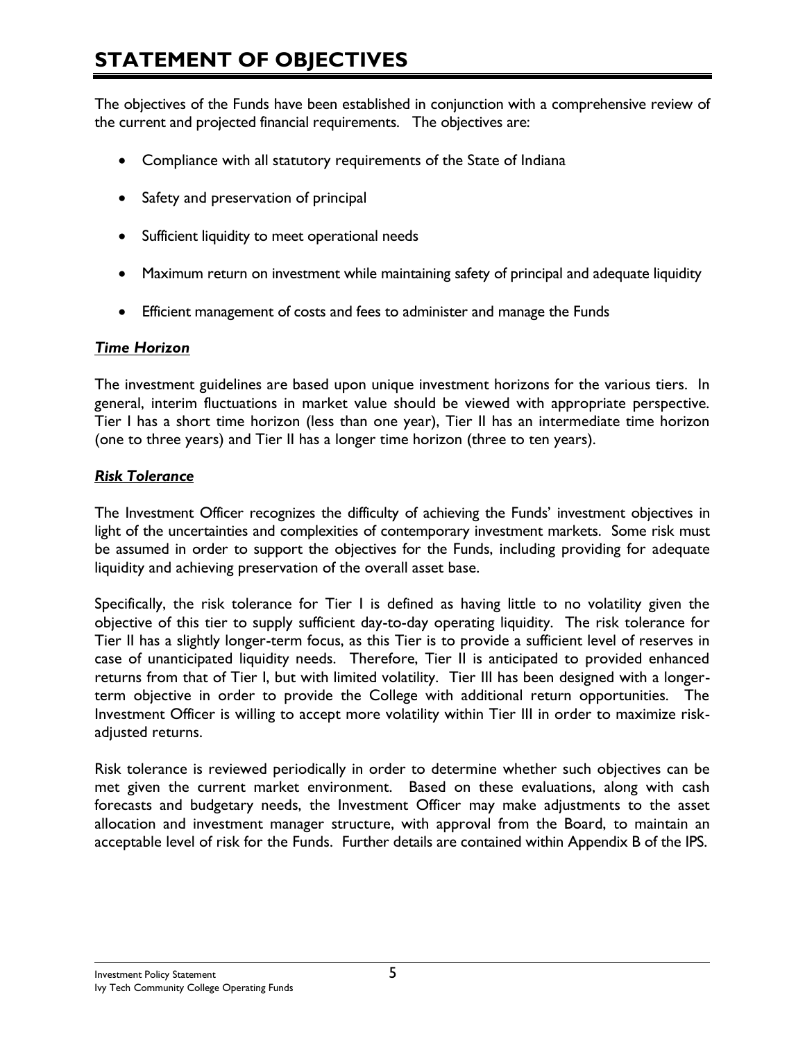# STATEMENT OF OBJECTIVES

The objectives of the Funds have been established in conjunction with a comprehensive review of the current and projected financial requirements. The objectives are:

- Compliance with all statutory requirements of the State of Indiana
- Safety and preservation of principal
- Sufficient liquidity to meet operational needs
- Maximum return on investment while maintaining safety of principal and adequate liquidity
- Efficient management of costs and fees to administer and manage the Funds

### ***Time Horizon***

The investment guidelines are based upon unique investment horizons for the various tiers. In general, interim fluctuations in market value should be viewed with appropriate perspective. Tier I has a short time horizon (less than one year), Tier II has an intermediate time horizon (one to three years) and Tier II has a longer time horizon (three to ten years).

### ***Risk Tolerance***

The Investment Officer recognizes the difficulty of achieving the Funds' investment objectives in light of the uncertainties and complexities of contemporary investment markets. Some risk must be assumed in order to support the objectives for the Funds, including providing for adequate liquidity and achieving preservation of the overall asset base.

Specifically, the risk tolerance for Tier I is defined as having little to no volatility given the objective of this tier to supply sufficient day-to-day operating liquidity. The risk tolerance for Tier II has a slightly longer-term focus, as this Tier is to provide a sufficient level of reserves in case of unanticipated liquidity needs. Therefore, Tier II is anticipated to provided enhanced returns from that of Tier I, but with limited volatility. Tier III has been designed with a longer-term objective in order to provide the College with additional return opportunities. The Investment Officer is willing to accept more volatility within Tier III in order to maximize risk-adjusted returns.

Risk tolerance is reviewed periodically in order to determine whether such objectives can be met given the current market environment. Based on these evaluations, along with cash forecasts and budgetary needs, the Investment Officer may make adjustments to the asset allocation and investment manager structure, with approval from the Board, to maintain an acceptable level of risk for the Funds. Further details are contained within Appendix B of the IPS.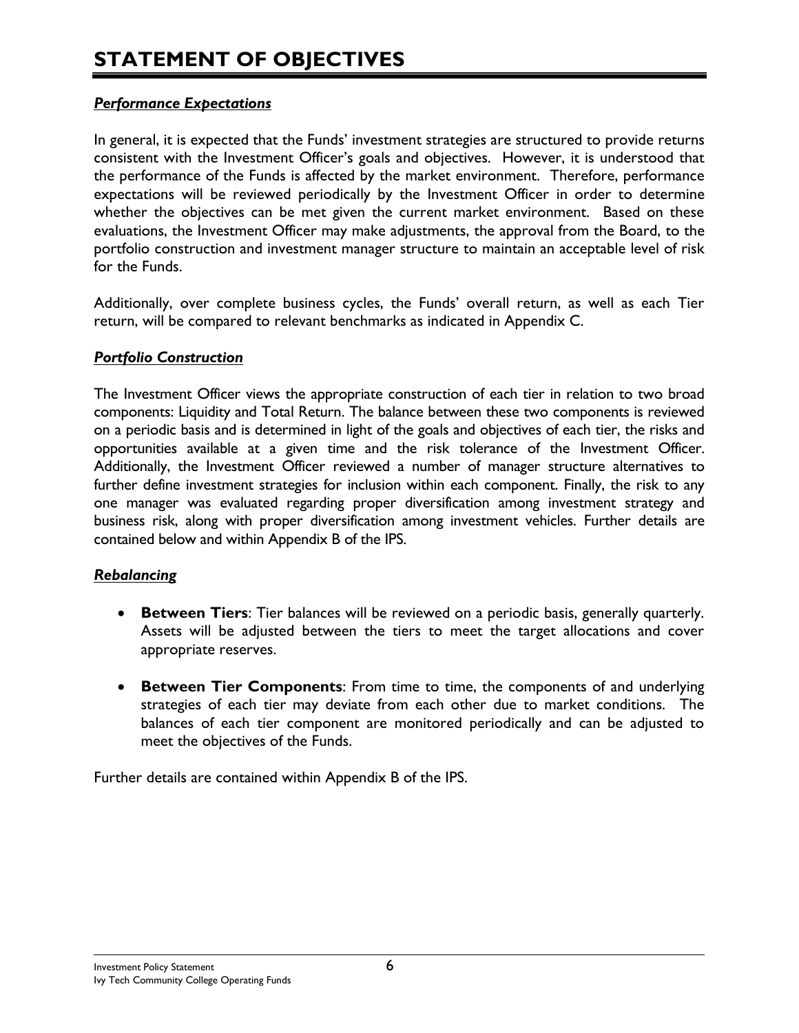# STATEMENT OF OBJECTIVES

***Performance Expectations***

In general, it is expected that the Funds' investment strategies are structured to provide returns consistent with the Investment Officer's goals and objectives. However, it is understood that the performance of the Funds is affected by the market environment. Therefore, performance expectations will be reviewed periodically by the Investment Officer in order to determine whether the objectives can be met given the current market environment. Based on these evaluations, the Investment Officer may make adjustments, the approval from the Board, to the portfolio construction and investment manager structure to maintain an acceptable level of risk for the Funds.

Additionally, over complete business cycles, the Funds' overall return, as well as each Tier return, will be compared to relevant benchmarks as indicated in Appendix C.

***Portfolio Construction***

The Investment Officer views the appropriate construction of each tier in relation to two broad components: Liquidity and Total Return. The balance between these two components is reviewed on a periodic basis and is determined in light of the goals and objectives of each tier, the risks and opportunities available at a given time and the risk tolerance of the Investment Officer. Additionally, the Investment Officer reviewed a number of manager structure alternatives to further define investment strategies for inclusion within each component. Finally, the risk to any one manager was evaluated regarding proper diversification among investment strategy and business risk, along with proper diversification among investment vehicles. Further details are contained below and within Appendix B of the IPS.

***Rebalancing***

- **Between Tiers**: Tier balances will be reviewed on a periodic basis, generally quarterly. Assets will be adjusted between the tiers to meet the target allocations and cover appropriate reserves.

- **Between Tier Components**: From time to time, the components of and underlying strategies of each tier may deviate from each other due to market conditions. The balances of each tier component are monitored periodically and can be adjusted to meet the objectives of the Funds.

Further details are contained within Appendix B of the IPS.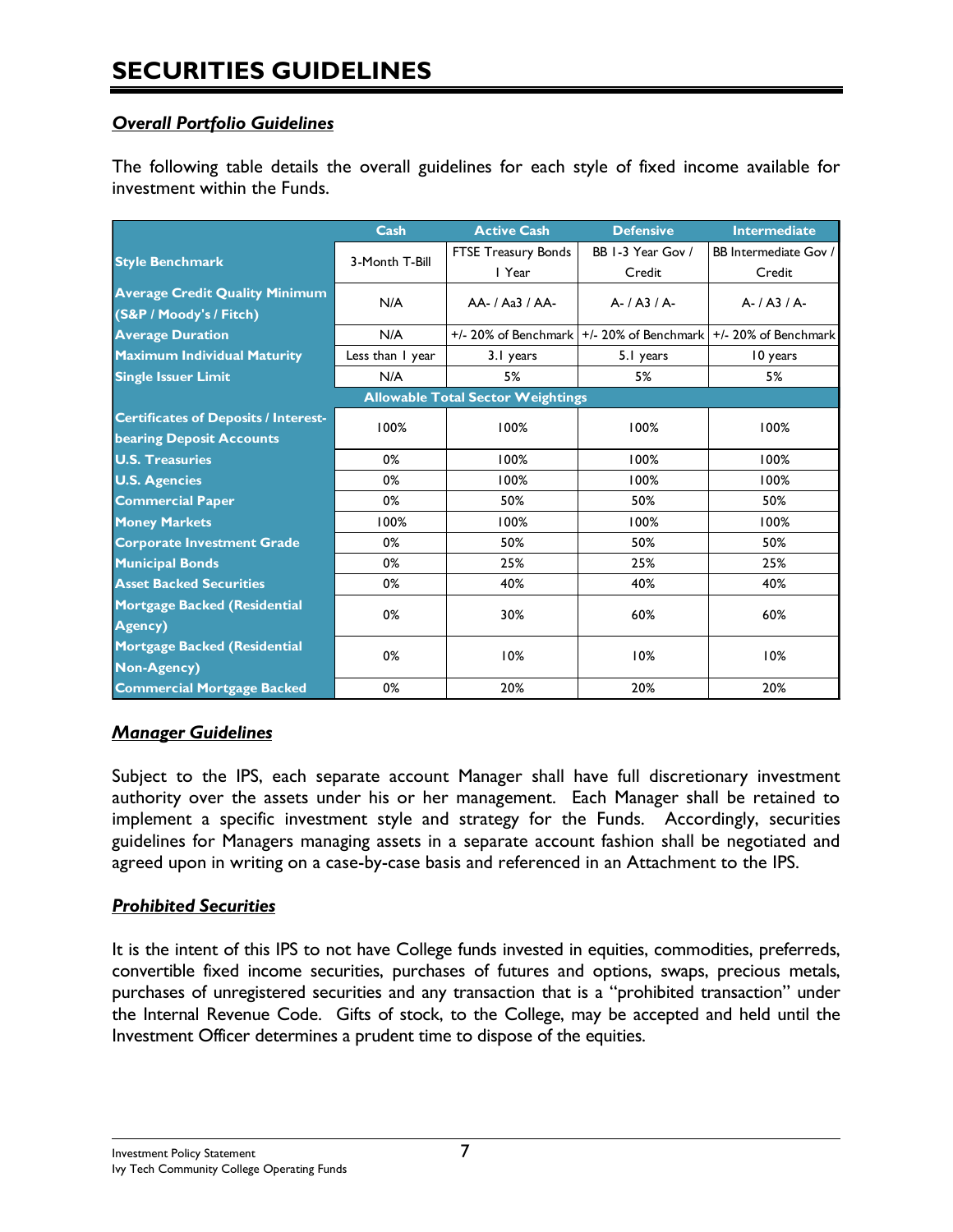# SECURITIES GUIDELINES

## *Overall Portfolio Guidelines*

The following table details the overall guidelines for each style of fixed income available for investment within the Funds.

| | Cash | Active Cash | Defensive | Intermediate |
|---|---|---|---|---|
| **Style Benchmark** | 3-Month T-Bill | FTSE Treasury Bonds 1 Year | BB 1-3 Year Gov / Credit | BB Intermediate Gov / Credit |
| **Average Credit Quality Minimum (S&P / Moody's / Fitch)** | N/A | AA- / Aa3 / AA- | A- / A3 / A- | A- / A3 / A- |
| **Average Duration** | N/A | +/- 20% of Benchmark | +/- 20% of Benchmark | +/- 20% of Benchmark |
| **Maximum Individual Maturity** | Less than 1 year | 3.1 years | 5.1 years | 10 years |
| **Single Issuer Limit** | N/A | 5% | 5% | 5% |
| **Allowable Total Sector Weightings** | | | | |
| **Certificates of Deposits / Interest-bearing Deposit Accounts** | 100% | 100% | 100% | 100% |
| **U.S. Treasuries** | 0% | 100% | 100% | 100% |
| **U.S. Agencies** | 0% | 100% | 100% | 100% |
| **Commercial Paper** | 0% | 50% | 50% | 50% |
| **Money Markets** | 100% | 100% | 100% | 100% |
| **Corporate Investment Grade** | 0% | 50% | 50% | 50% |
| **Municipal Bonds** | 0% | 25% | 25% | 25% |
| **Asset Backed Securities** | 0% | 40% | 40% | 40% |
| **Mortgage Backed (Residential Agency)** | 0% | 30% | 60% | 60% |
| **Mortgage Backed (Residential Non-Agency)** | 0% | 10% | 10% | 10% |
| **Commercial Mortgage Backed** | 0% | 20% | 20% | 20% |

## *Manager Guidelines*

Subject to the IPS, each separate account Manager shall have full discretionary investment authority over the assets under his or her management. Each Manager shall be retained to implement a specific investment style and strategy for the Funds. Accordingly, securities guidelines for Managers managing assets in a separate account fashion shall be negotiated and agreed upon in writing on a case-by-case basis and referenced in an Attachment to the IPS.

## *Prohibited Securities*

It is the intent of this IPS to not have College funds invested in equities, commodities, preferreds, convertible fixed income securities, purchases of futures and options, swaps, precious metals, purchases of unregistered securities and any transaction that is a "prohibited transaction" under the Internal Revenue Code. Gifts of stock, to the College, may be accepted and held until the Investment Officer determines a prudent time to dispose of the equities.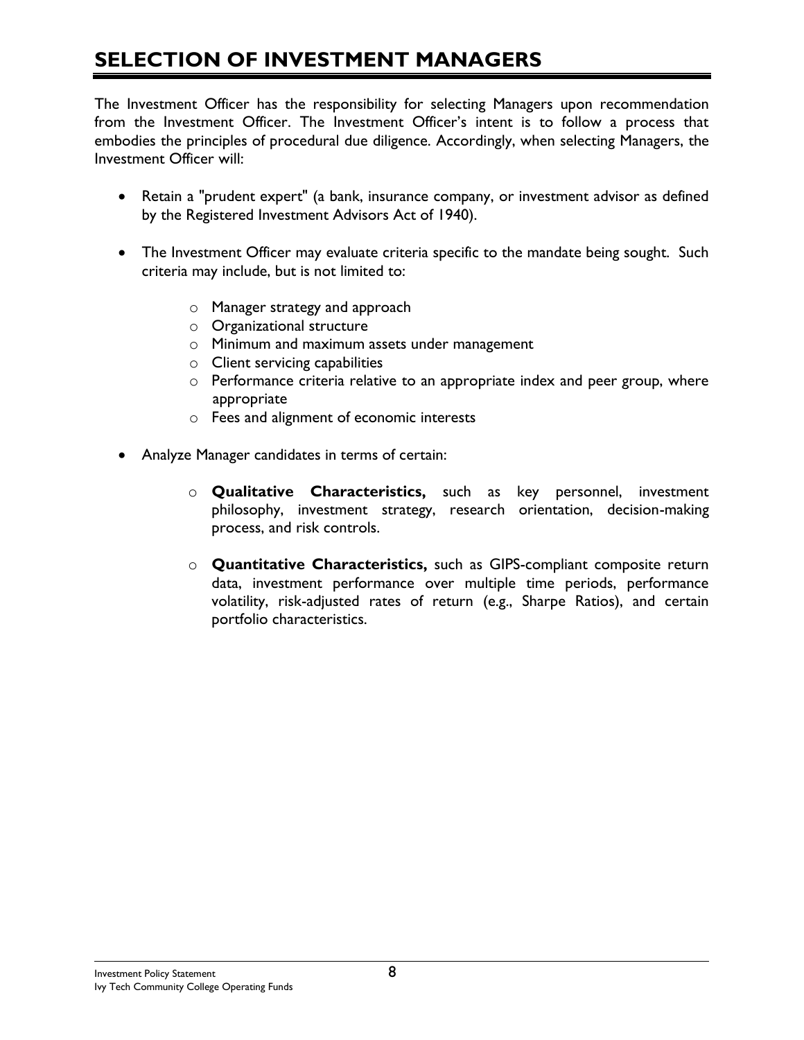# SELECTION OF INVESTMENT MANAGERS

The Investment Officer has the responsibility for selecting Managers upon recommendation from the Investment Officer. The Investment Officer's intent is to follow a process that embodies the principles of procedural due diligence. Accordingly, when selecting Managers, the Investment Officer will:

- Retain a "prudent expert" (a bank, insurance company, or investment advisor as defined by the Registered Investment Advisors Act of 1940).
- The Investment Officer may evaluate criteria specific to the mandate being sought. Such criteria may include, but is not limited to:
  - Manager strategy and approach
  - Organizational structure
  - Minimum and maximum assets under management
  - Client servicing capabilities
  - Performance criteria relative to an appropriate index and peer group, where appropriate
  - Fees and alignment of economic interests
- Analyze Manager candidates in terms of certain:
  - **Qualitative Characteristics,** such as key personnel, investment philosophy, investment strategy, research orientation, decision-making process, and risk controls.
  - **Quantitative Characteristics,** such as GIPS-compliant composite return data, investment performance over multiple time periods, performance volatility, risk-adjusted rates of return (e.g., Sharpe Ratios), and certain portfolio characteristics.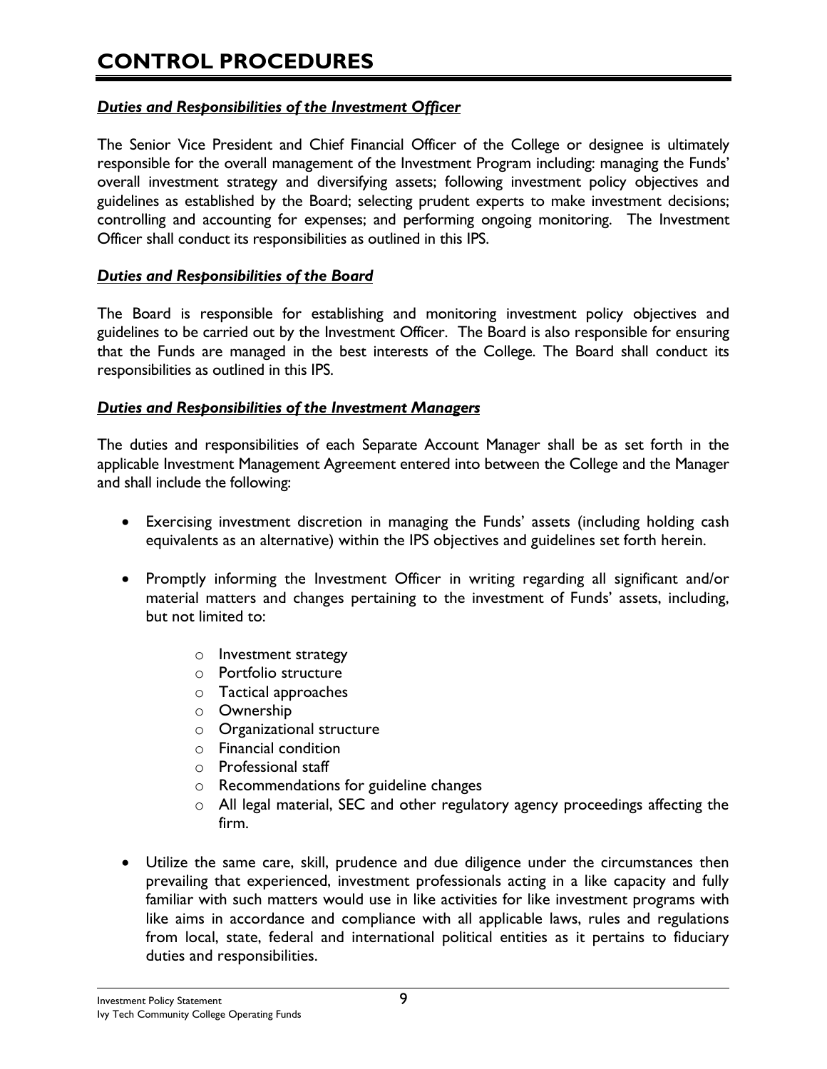# CONTROL PROCEDURES

***Duties and Responsibilities of the Investment Officer***

The Senior Vice President and Chief Financial Officer of the College or designee is ultimately responsible for the overall management of the Investment Program including: managing the Funds' overall investment strategy and diversifying assets; following investment policy objectives and guidelines as established by the Board; selecting prudent experts to make investment decisions; controlling and accounting for expenses; and performing ongoing monitoring. The Investment Officer shall conduct its responsibilities as outlined in this IPS.

***Duties and Responsibilities of the Board***

The Board is responsible for establishing and monitoring investment policy objectives and guidelines to be carried out by the Investment Officer. The Board is also responsible for ensuring that the Funds are managed in the best interests of the College. The Board shall conduct its responsibilities as outlined in this IPS.

***Duties and Responsibilities of the Investment Managers***

The duties and responsibilities of each Separate Account Manager shall be as set forth in the applicable Investment Management Agreement entered into between the College and the Manager and shall include the following:

- Exercising investment discretion in managing the Funds' assets (including holding cash equivalents as an alternative) within the IPS objectives and guidelines set forth herein.
- Promptly informing the Investment Officer in writing regarding all significant and/or material matters and changes pertaining to the investment of Funds' assets, including, but not limited to:
    - Investment strategy
    - Portfolio structure
    - Tactical approaches
    - Ownership
    - Organizational structure
    - Financial condition
    - Professional staff
    - Recommendations for guideline changes
    - All legal material, SEC and other regulatory agency proceedings affecting the firm.
- Utilize the same care, skill, prudence and due diligence under the circumstances then prevailing that experienced, investment professionals acting in a like capacity and fully familiar with such matters would use in like activities for like investment programs with like aims in accordance and compliance with all applicable laws, rules and regulations from local, state, federal and international political entities as it pertains to fiduciary duties and responsibilities.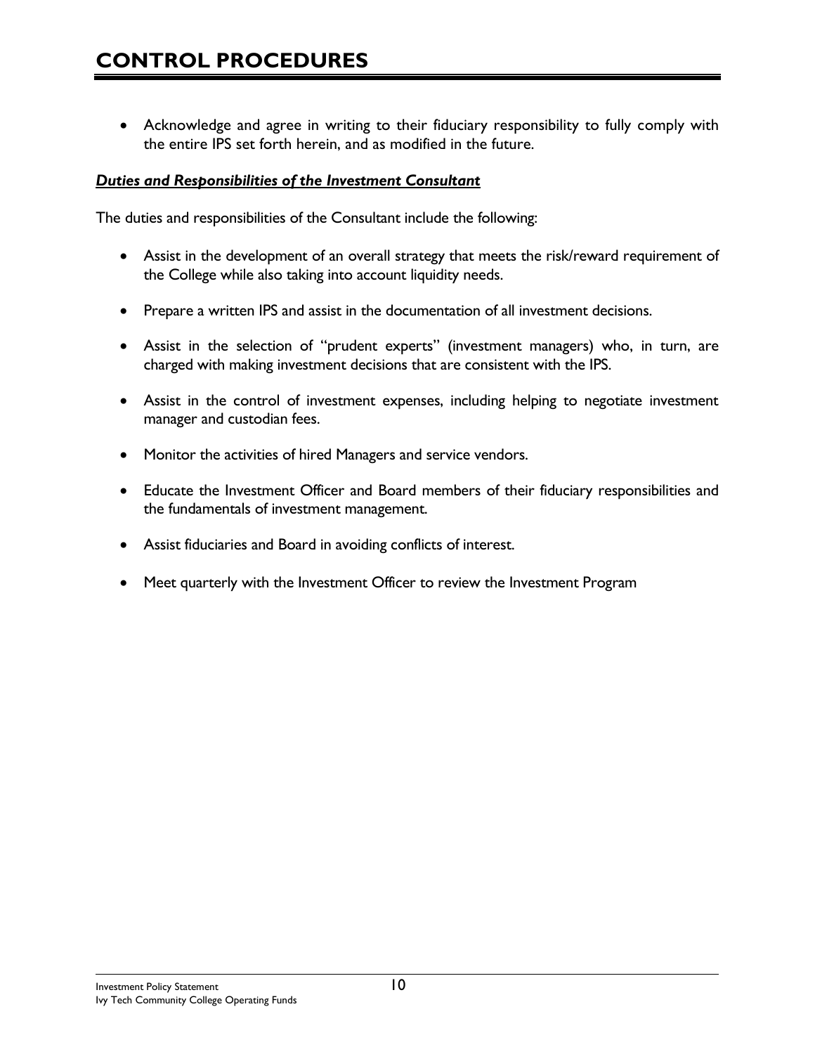# CONTROL PROCEDURES

- Acknowledge and agree in writing to their fiduciary responsibility to fully comply with the entire IPS set forth herein, and as modified in the future.

***Duties and Responsibilities of the Investment Consultant***

The duties and responsibilities of the Consultant include the following:

- Assist in the development of an overall strategy that meets the risk/reward requirement of the College while also taking into account liquidity needs.
- Prepare a written IPS and assist in the documentation of all investment decisions.
- Assist in the selection of "prudent experts" (investment managers) who, in turn, are charged with making investment decisions that are consistent with the IPS.
- Assist in the control of investment expenses, including helping to negotiate investment manager and custodian fees.
- Monitor the activities of hired Managers and service vendors.
- Educate the Investment Officer and Board members of their fiduciary responsibilities and the fundamentals of investment management.
- Assist fiduciaries and Board in avoiding conflicts of interest.
- Meet quarterly with the Investment Officer to review the Investment Program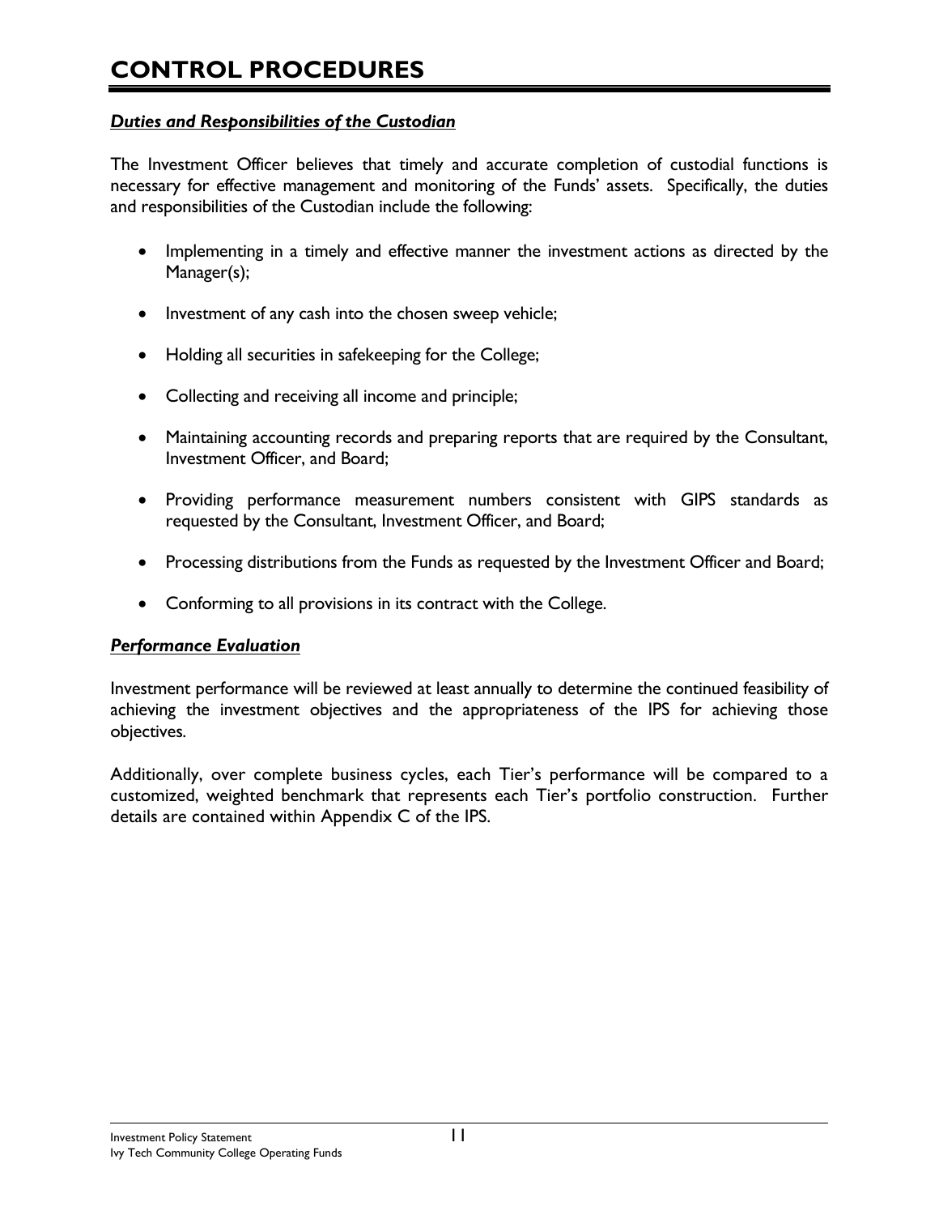# CONTROL PROCEDURES

***Duties and Responsibilities of the Custodian***

The Investment Officer believes that timely and accurate completion of custodial functions is necessary for effective management and monitoring of the Funds' assets. Specifically, the duties and responsibilities of the Custodian include the following:

- Implementing in a timely and effective manner the investment actions as directed by the Manager(s);
- Investment of any cash into the chosen sweep vehicle;
- Holding all securities in safekeeping for the College;
- Collecting and receiving all income and principle;
- Maintaining accounting records and preparing reports that are required by the Consultant, Investment Officer, and Board;
- Providing performance measurement numbers consistent with GIPS standards as requested by the Consultant, Investment Officer, and Board;
- Processing distributions from the Funds as requested by the Investment Officer and Board;
- Conforming to all provisions in its contract with the College.

***Performance Evaluation***

Investment performance will be reviewed at least annually to determine the continued feasibility of achieving the investment objectives and the appropriateness of the IPS for achieving those objectives.

Additionally, over complete business cycles, each Tier's performance will be compared to a customized, weighted benchmark that represents each Tier's portfolio construction. Further details are contained within Appendix C of the IPS.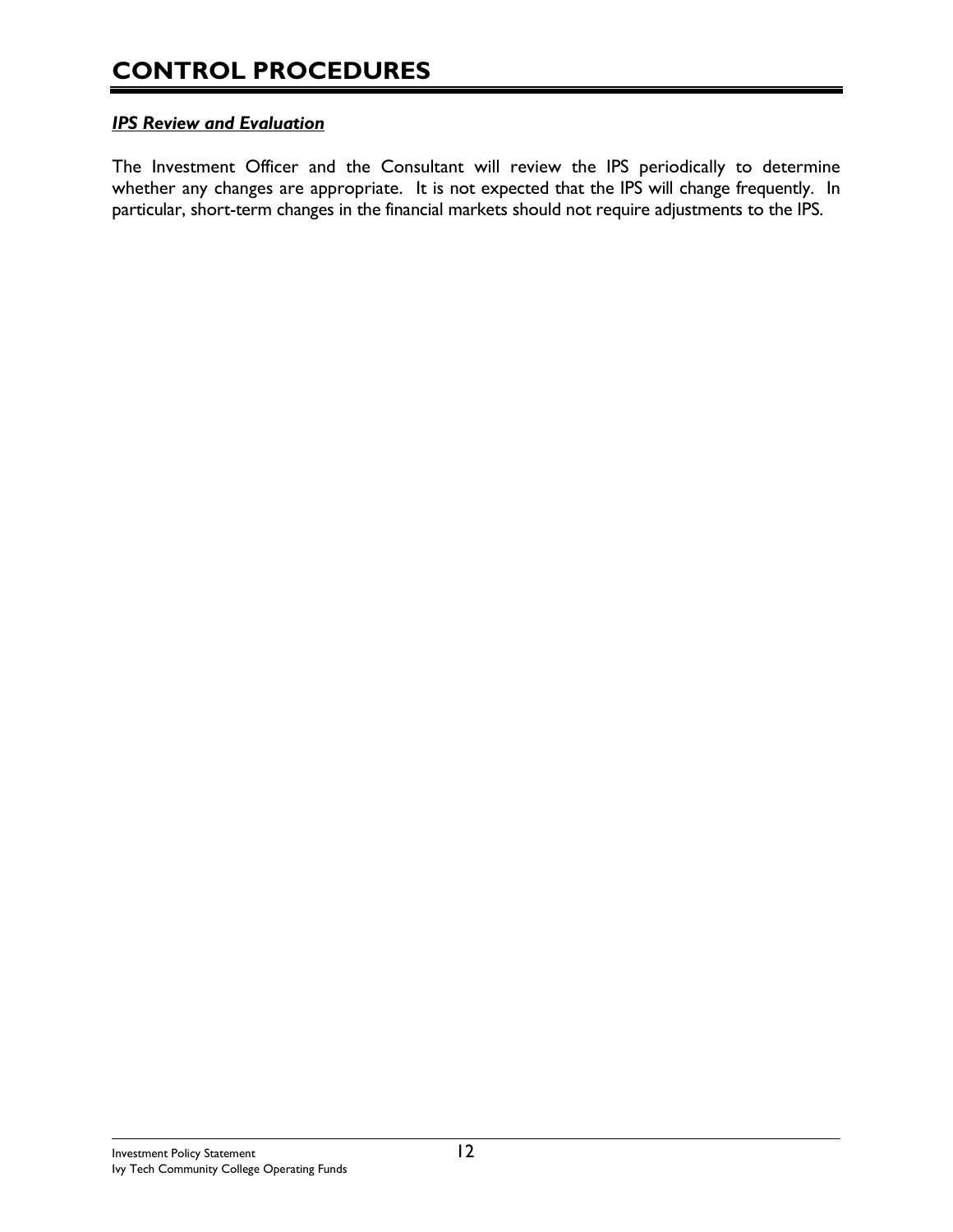# CONTROL PROCEDURES

***IPS Review and Evaluation***

The Investment Officer and the Consultant will review the IPS periodically to determine whether any changes are appropriate. It is not expected that the IPS will change frequently. In particular, short-term changes in the financial markets should not require adjustments to the IPS.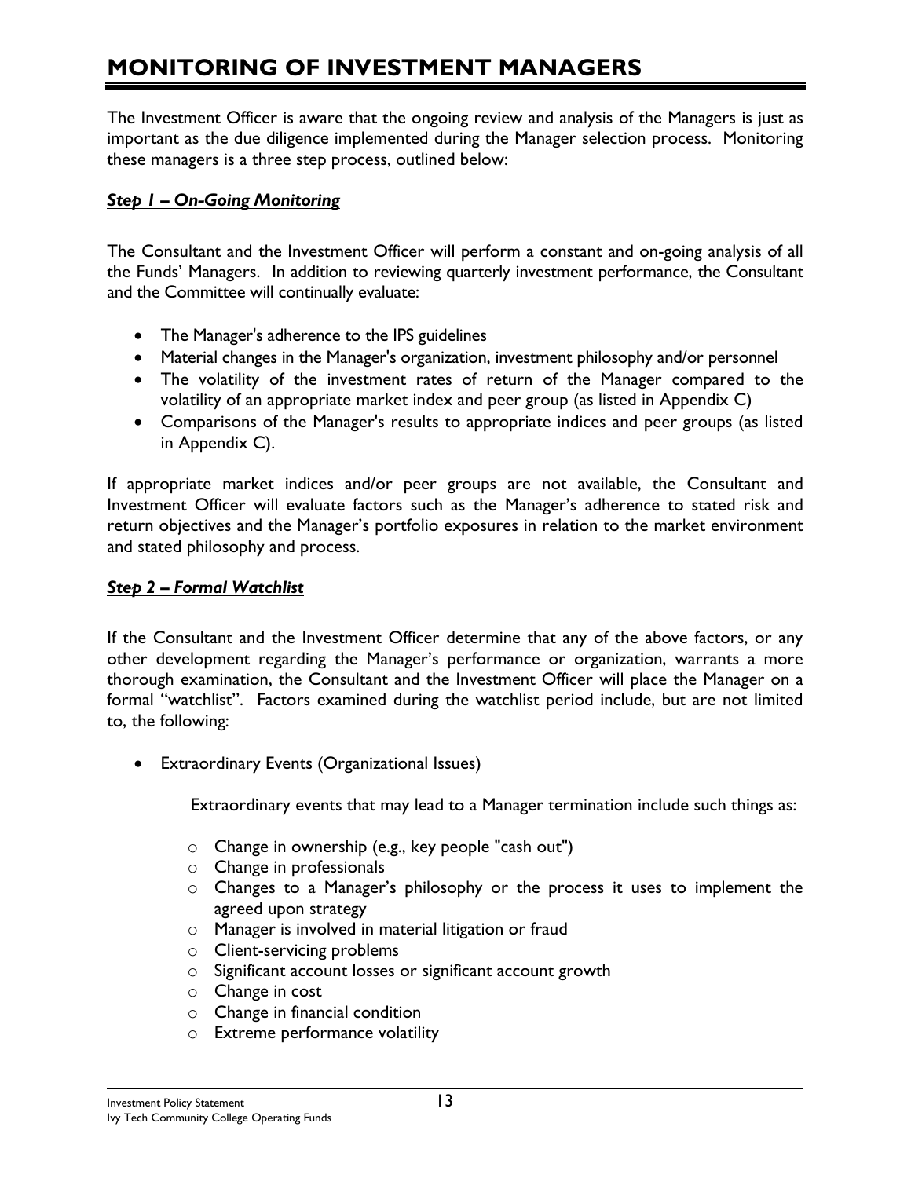# MONITORING OF INVESTMENT MANAGERS

The Investment Officer is aware that the ongoing review and analysis of the Managers is just as important as the due diligence implemented during the Manager selection process. Monitoring these managers is a three step process, outlined below:

***Step 1 – On-Going Monitoring***

The Consultant and the Investment Officer will perform a constant and on-going analysis of all the Funds' Managers. In addition to reviewing quarterly investment performance, the Consultant and the Committee will continually evaluate:

- The Manager's adherence to the IPS guidelines
- Material changes in the Manager's organization, investment philosophy and/or personnel
- The volatility of the investment rates of return of the Manager compared to the volatility of an appropriate market index and peer group (as listed in Appendix C)
- Comparisons of the Manager's results to appropriate indices and peer groups (as listed in Appendix C).

If appropriate market indices and/or peer groups are not available, the Consultant and Investment Officer will evaluate factors such as the Manager's adherence to stated risk and return objectives and the Manager's portfolio exposures in relation to the market environment and stated philosophy and process.

***Step 2 – Formal Watchlist***

If the Consultant and the Investment Officer determine that any of the above factors, or any other development regarding the Manager's performance or organization, warrants a more thorough examination, the Consultant and the Investment Officer will place the Manager on a formal "watchlist". Factors examined during the watchlist period include, but are not limited to, the following:

- Extraordinary Events (Organizational Issues)

  Extraordinary events that may lead to a Manager termination include such things as:

  - Change in ownership (e.g., key people "cash out")
  - Change in professionals
  - Changes to a Manager's philosophy or the process it uses to implement the agreed upon strategy
  - Manager is involved in material litigation or fraud
  - Client-servicing problems
  - Significant account losses or significant account growth
  - Change in cost
  - Change in financial condition
  - Extreme performance volatility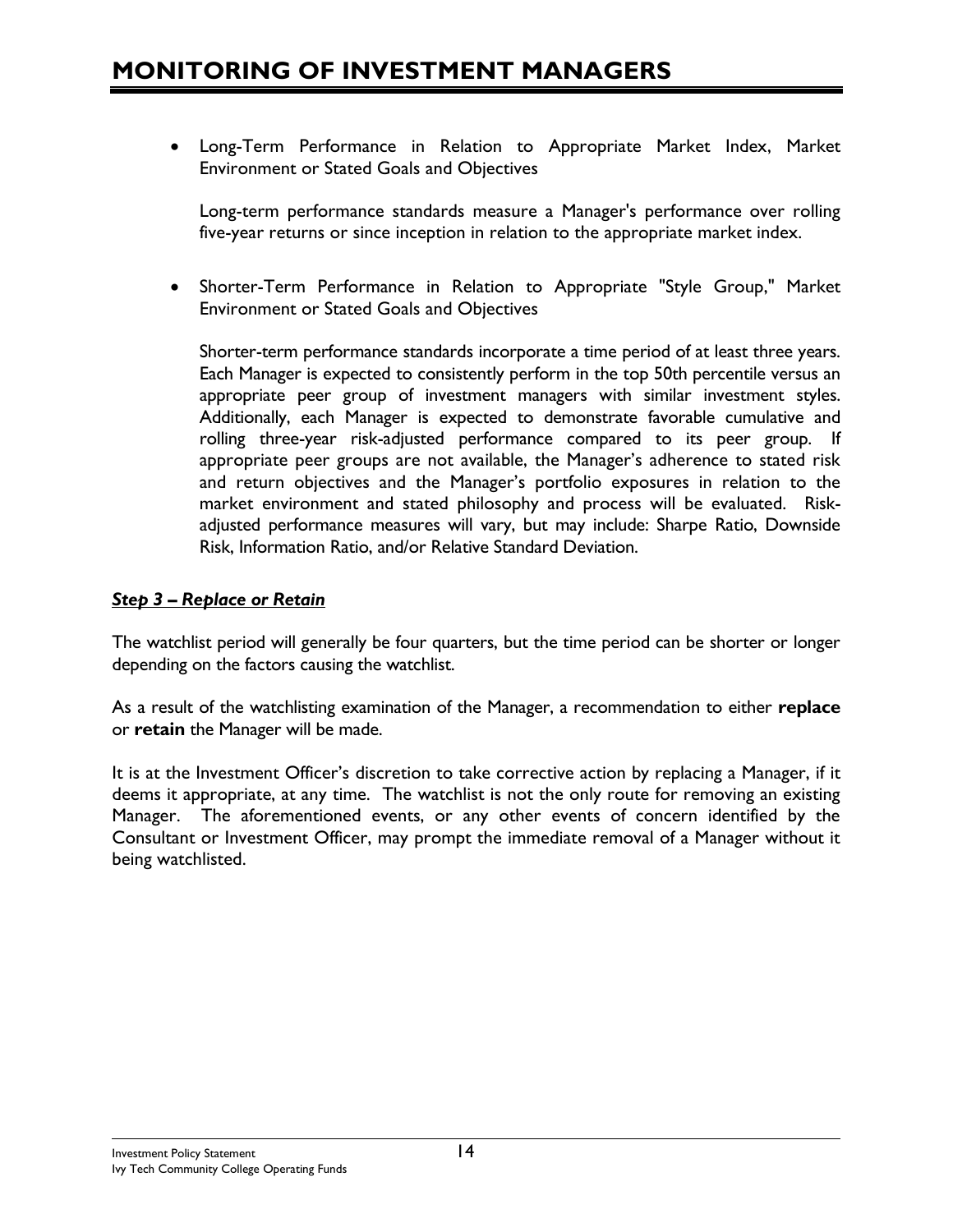# MONITORING OF INVESTMENT MANAGERS

- Long-Term Performance in Relation to Appropriate Market Index, Market Environment or Stated Goals and Objectives

  Long-term performance standards measure a Manager's performance over rolling five-year returns or since inception in relation to the appropriate market index.

- Shorter-Term Performance in Relation to Appropriate "Style Group," Market Environment or Stated Goals and Objectives

  Shorter-term performance standards incorporate a time period of at least three years. Each Manager is expected to consistently perform in the top 50th percentile versus an appropriate peer group of investment managers with similar investment styles. Additionally, each Manager is expected to demonstrate favorable cumulative and rolling three-year risk-adjusted performance compared to its peer group. If appropriate peer groups are not available, the Manager's adherence to stated risk and return objectives and the Manager's portfolio exposures in relation to the market environment and stated philosophy and process will be evaluated. Risk-adjusted performance measures will vary, but may include: Sharpe Ratio, Downside Risk, Information Ratio, and/or Relative Standard Deviation.

***Step 3 – Replace or Retain***

The watchlist period will generally be four quarters, but the time period can be shorter or longer depending on the factors causing the watchlist.

As a result of the watchlisting examination of the Manager, a recommendation to either **replace** or **retain** the Manager will be made.

It is at the Investment Officer's discretion to take corrective action by replacing a Manager, if it deems it appropriate, at any time. The watchlist is not the only route for removing an existing Manager. The aforementioned events, or any other events of concern identified by the Consultant or Investment Officer, may prompt the immediate removal of a Manager without it being watchlisted.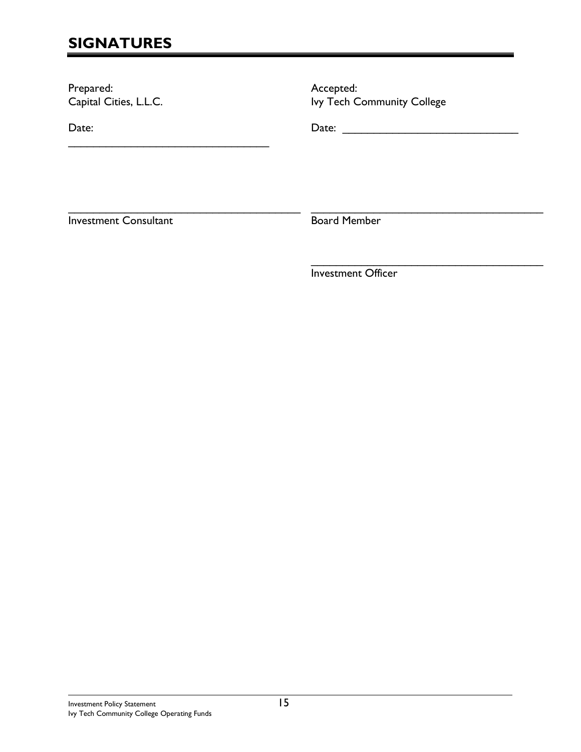# SIGNATURES

Prepared:
Capital Cities, L.L.C.

Date: ___________________________________

_________________________________________
Investment Consultant

Accepted:
Ivy Tech Community College

Date: ______________________________

_________________________________________
Board Member

_________________________________________
Investment Officer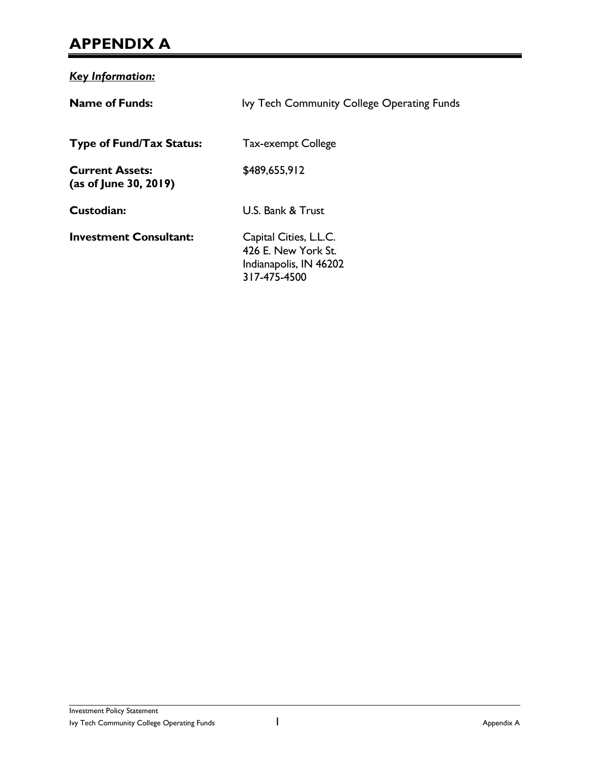# APPENDIX A

***Key Information:***

**Name of Funds:** Ivy Tech Community College Operating Funds

**Type of Fund/Tax Status:** Tax-exempt College

**Current Assets:**
**(as of June 30, 2019)** $489,655,912

**Custodian:** U.S. Bank & Trust

**Investment Consultant:** Capital Cities, L.L.C.
426 E. New York St.
Indianapolis, IN 46202
317-475-4500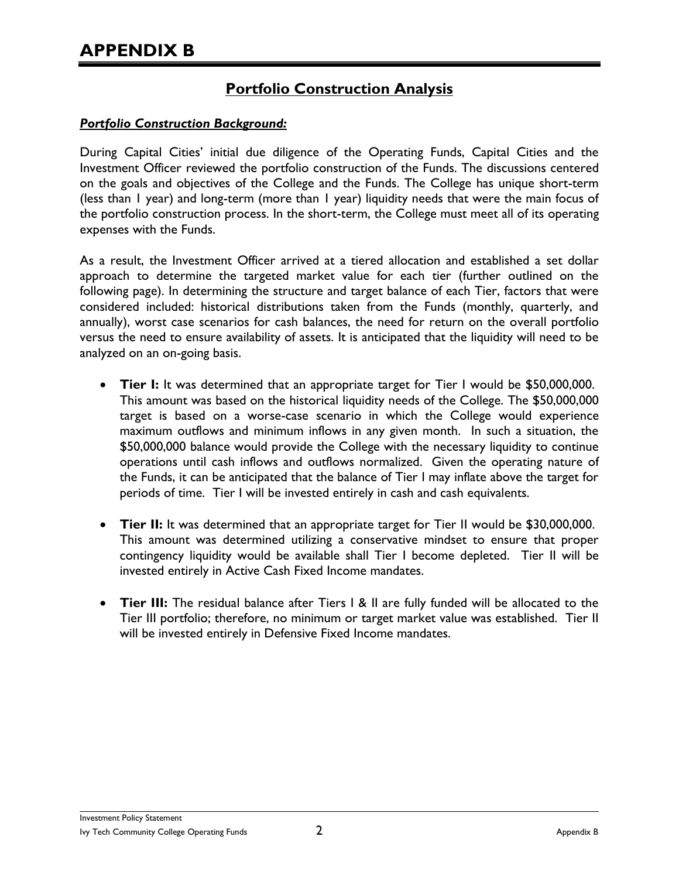# APPENDIX B

## Portfolio Construction Analysis

***Portfolio Construction Background:***

During Capital Cities' initial due diligence of the Operating Funds, Capital Cities and the Investment Officer reviewed the portfolio construction of the Funds. The discussions centered on the goals and objectives of the College and the Funds. The College has unique short-term (less than 1 year) and long-term (more than 1 year) liquidity needs that were the main focus of the portfolio construction process. In the short-term, the College must meet all of its operating expenses with the Funds.

As a result, the Investment Officer arrived at a tiered allocation and established a set dollar approach to determine the targeted market value for each tier (further outlined on the following page). In determining the structure and target balance of each Tier, factors that were considered included: historical distributions taken from the Funds (monthly, quarterly, and annually), worst case scenarios for cash balances, the need for return on the overall portfolio versus the need to ensure availability of assets. It is anticipated that the liquidity will need to be analyzed on an on-going basis.

- **Tier I:** It was determined that an appropriate target for Tier I would be $50,000,000. This amount was based on the historical liquidity needs of the College. The $50,000,000 target is based on a worse-case scenario in which the College would experience maximum outflows and minimum inflows in any given month. In such a situation, the $50,000,000 balance would provide the College with the necessary liquidity to continue operations until cash inflows and outflows normalized. Given the operating nature of the Funds, it can be anticipated that the balance of Tier I may inflate above the target for periods of time. Tier I will be invested entirely in cash and cash equivalents.

- **Tier II:** It was determined that an appropriate target for Tier II would be $30,000,000. This amount was determined utilizing a conservative mindset to ensure that proper contingency liquidity would be available shall Tier I become depleted. Tier II will be invested entirely in Active Cash Fixed Income mandates.

- **Tier III:** The residual balance after Tiers I & II are fully funded will be allocated to the Tier III portfolio; therefore, no minimum or target market value was established. Tier II will be invested entirely in Defensive Fixed Income mandates.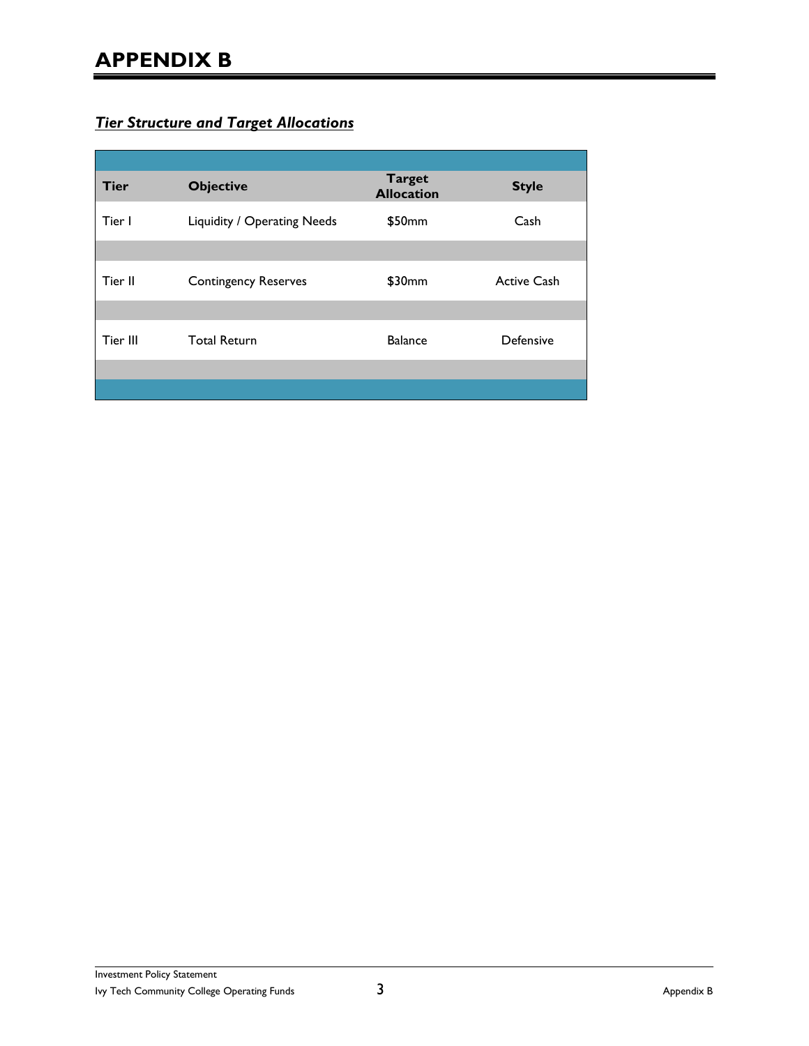# APPENDIX B

***Tier Structure and Target Allocations***

| Tier | Objective | Target Allocation | Style |
|---|---|---|---|
| Tier I | Liquidity / Operating Needs | $50mm | Cash |
| Tier II | Contingency Reserves | $30mm | Active Cash |
| Tier III | Total Return | Balance | Defensive |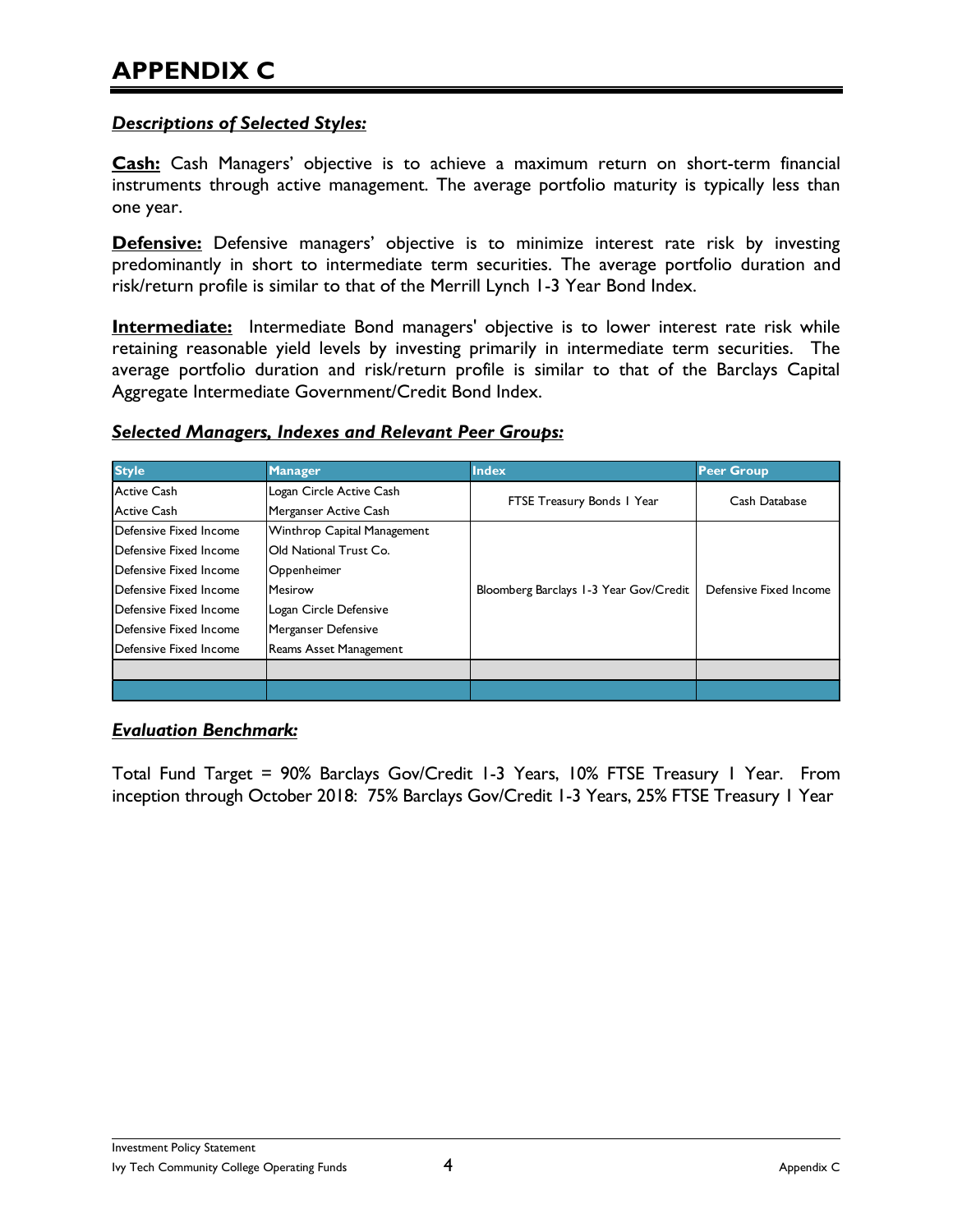# APPENDIX C

***Descriptions of Selected Styles:***

**Cash:** Cash Managers' objective is to achieve a maximum return on short-term financial instruments through active management. The average portfolio maturity is typically less than one year.

**Defensive:** Defensive managers' objective is to minimize interest rate risk by investing predominantly in short to intermediate term securities. The average portfolio duration and risk/return profile is similar to that of the Merrill Lynch 1-3 Year Bond Index.

**Intermediate:** Intermediate Bond managers' objective is to lower interest rate risk while retaining reasonable yield levels by investing primarily in intermediate term securities. The average portfolio duration and risk/return profile is similar to that of the Barclays Capital Aggregate Intermediate Government/Credit Bond Index.

***Selected Managers, Indexes and Relevant Peer Groups:***

| Style | Manager | Index | Peer Group |
|---|---|---|---|
| Active Cash | Logan Circle Active Cash | FTSE Treasury Bonds 1 Year | Cash Database |
| Active Cash | Merganser Active Cash | | |
| Defensive Fixed Income | Winthrop Capital Management | Bloomberg Barclays 1-3 Year Gov/Credit | Defensive Fixed Income |
| Defensive Fixed Income | Old National Trust Co. | | |
| Defensive Fixed Income | Oppenheimer | | |
| Defensive Fixed Income | Mesirow | | |
| Defensive Fixed Income | Logan Circle Defensive | | |
| Defensive Fixed Income | Merganser Defensive | | |
| Defensive Fixed Income | Reams Asset Management | | |

***Evaluation Benchmark:***

Total Fund Target = 90% Barclays Gov/Credit 1-3 Years, 10% FTSE Treasury 1 Year. From inception through October 2018: 75% Barclays Gov/Credit 1-3 Years, 25% FTSE Treasury 1 Year